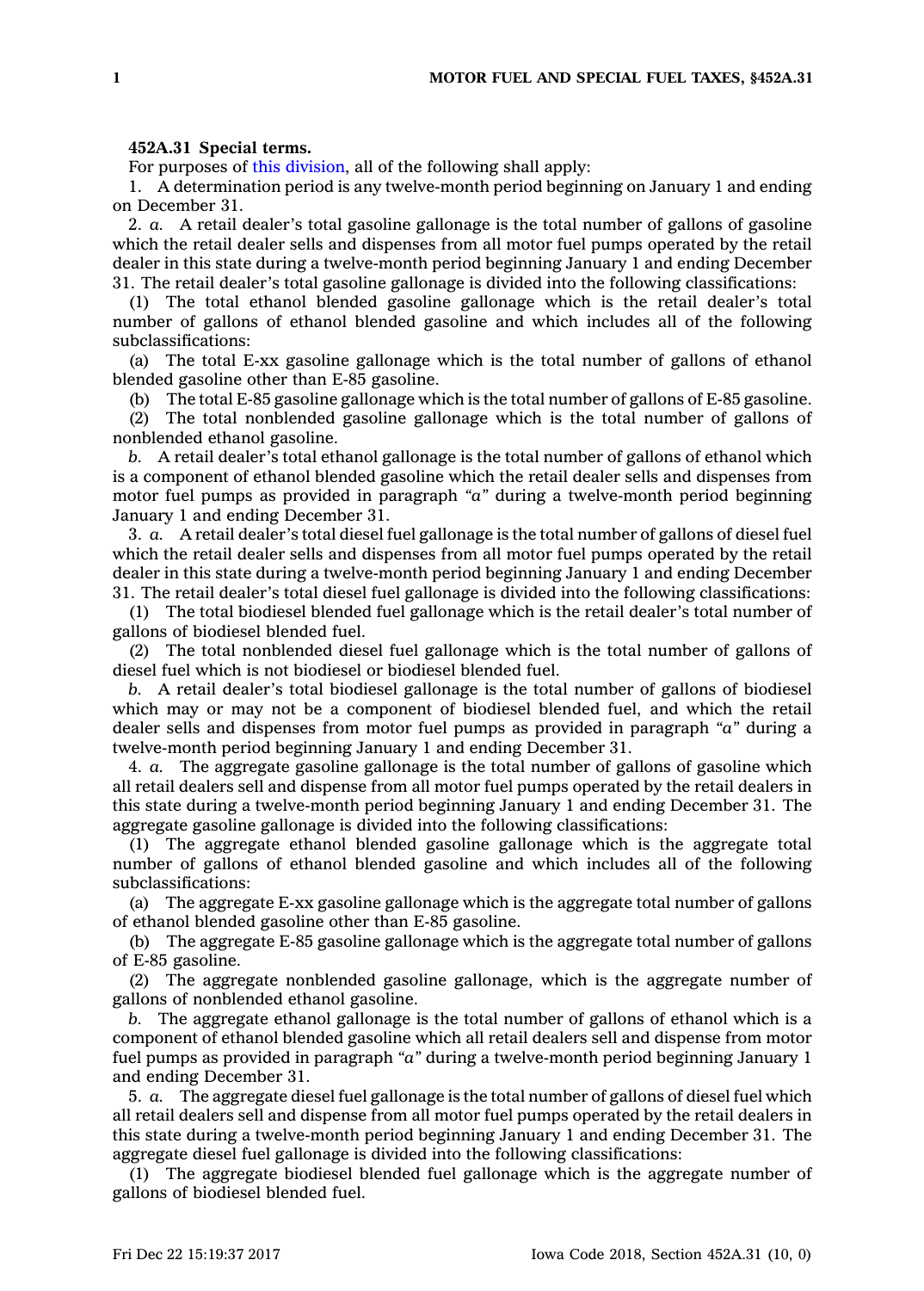**452A.31 Special terms.**

For purposes of this division, all of the following shall apply:

1. A determination period is any twelve-month period beginning on January 1 and ending on December 31.

2. *a.* A retail dealer's total gasoline gallonage is the total number of gallons of gasoline which the retail dealer sells and dispenses from all motor fuel pumps operated by the retail dealer in this state during a twelve-month period beginning January 1 and ending December 31. The retail dealer's total gasoline gallonage is divided into the following classifications:

(1) The total ethanol blended gasoline gallonage which is the retail dealer's total number of gallons of ethanol blended gasoline and which includes all of the following subclassifications:

(a) The total E-xx gasoline gallonage which is the total number of gallons of ethanol blended gasoline other than E-85 gasoline.

(b) The total E-85 gasoline gallonage which is the total number of gallons of E-85 gasoline.

(2) The total nonblended gasoline gallonage which is the total number of gallons of nonblended ethanol gasoline.

*b.* A retail dealer's total ethanol gallonage is the total number of gallons of ethanol which is a component of ethanol blended gasoline which the retail dealer sells and dispenses from motor fuel pumps as provided in paragraph *"a"* during a twelve-month period beginning January 1 and ending December 31.

3. *a.* A retail dealer's total diesel fuel gallonage is the total number of gallons of diesel fuel which the retail dealer sells and dispenses from all motor fuel pumps operated by the retail dealer in this state during a twelve-month period beginning January 1 and ending December 31. The retail dealer's total diesel fuel gallonage is divided into the following classifications:

(1) The total biodiesel blended fuel gallonage which is the retail dealer's total number of gallons of biodiesel blended fuel.

(2) The total nonblended diesel fuel gallonage which is the total number of gallons of diesel fuel which is not biodiesel or biodiesel blended fuel.

*b.* A retail dealer's total biodiesel gallonage is the total number of gallons of biodiesel which may or may not be a component of biodiesel blended fuel, and which the retail dealer sells and dispenses from motor fuel pumps as provided in paragraph *"a"* during a twelve-month period beginning January 1 and ending December 31.

4. *a.* The aggregate gasoline gallonage is the total number of gallons of gasoline which all retail dealers sell and dispense from all motor fuel pumps operated by the retail dealers in this state during a twelve-month period beginning January 1 and ending December 31. The aggregate gasoline gallonage is divided into the following classifications:

(1) The aggregate ethanol blended gasoline gallonage which is the aggregate total number of gallons of ethanol blended gasoline and which includes all of the following subclassifications:

(a) The aggregate E-xx gasoline gallonage which is the aggregate total number of gallons of ethanol blended gasoline other than E-85 gasoline.

(b) The aggregate E-85 gasoline gallonage which is the aggregate total number of gallons of E-85 gasoline.

(2) The aggregate nonblended gasoline gallonage, which is the aggregate number of gallons of nonblended ethanol gasoline.

*b.* The aggregate ethanol gallonage is the total number of gallons of ethanol which is a component of ethanol blended gasoline which all retail dealers sell and dispense from motor fuel pumps as provided in paragraph *"a"* during a twelve-month period beginning January 1 and ending December 31.

5. *a.* The aggregate diesel fuel gallonage is the total number of gallons of diesel fuel which all retail dealers sell and dispense from all motor fuel pumps operated by the retail dealers in this state during a twelve-month period beginning January 1 and ending December 31. The aggregate diesel fuel gallonage is divided into the following classifications:

(1) The aggregate biodiesel blended fuel gallonage which is the aggregate number of gallons of biodiesel blended fuel.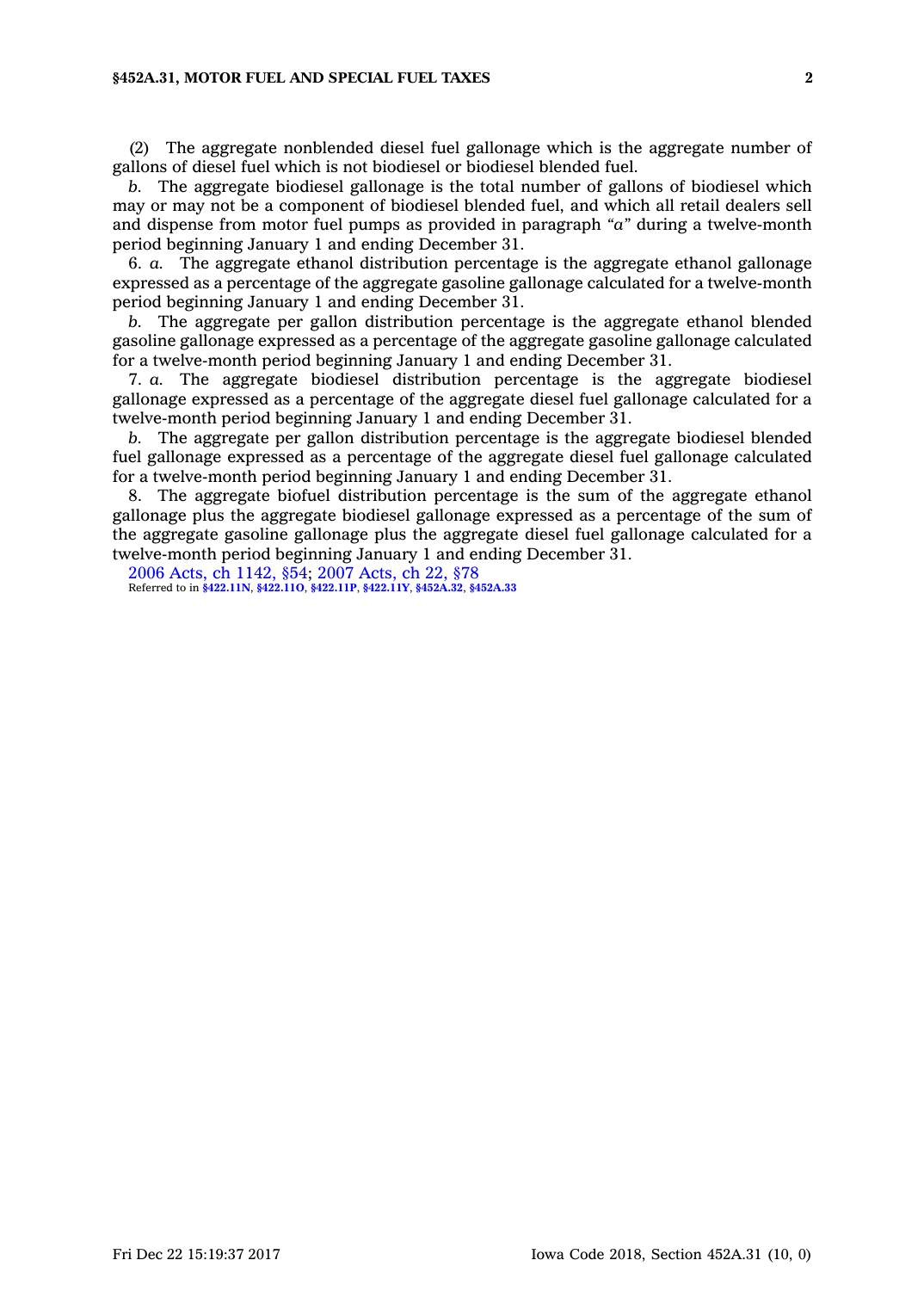(2) The aggregate nonblended diesel fuel gallonage which is the aggregate number of gallons of diesel fuel which is not biodiesel or biodiesel blended fuel.

*b.* The aggregate biodiesel gallonage is the total number of gallons of biodiesel which may or may not be a component of biodiesel blended fuel, and which all retail dealers sell and dispense from motor fuel pumps as provided in paragraph *"a"* during a twelve-month period beginning January 1 and ending December 31.

6. *a.* The aggregate ethanol distribution percentage is the aggregate ethanol gallonage expressed as a percentage of the aggregate gasoline gallonage calculated for a twelve-month period beginning January 1 and ending December 31.

*b.* The aggregate per gallon distribution percentage is the aggregate ethanol blended gasoline gallonage expressed as a percentage of the aggregate gasoline gallonage calculated for a twelve-month period beginning January 1 and ending December 31.

7. *a.* The aggregate biodiesel distribution percentage is the aggregate biodiesel gallonage expressed as a percentage of the aggregate diesel fuel gallonage calculated for a twelve-month period beginning January 1 and ending December 31.

*b.* The aggregate per gallon distribution percentage is the aggregate biodiesel blended fuel gallonage expressed as a percentage of the aggregate diesel fuel gallonage calculated for a twelve-month period beginning January 1 and ending December 31.

8. The aggregate biofuel distribution percentage is the sum of the aggregate ethanol gallonage plus the aggregate biodiesel gallonage expressed as a percentage of the sum of the aggregate gasoline gallonage plus the aggregate diesel fuel gallonage calculated for a twelve-month period beginning January 1 and ending December 31.

2006 Acts, ch 1142, §54; 2007 Acts, ch 22, §78

Referred to in **§422.11N**, **§422.11O**, **§422.11P**, **§422.11Y**, **§452A.32**, **§452A.33**